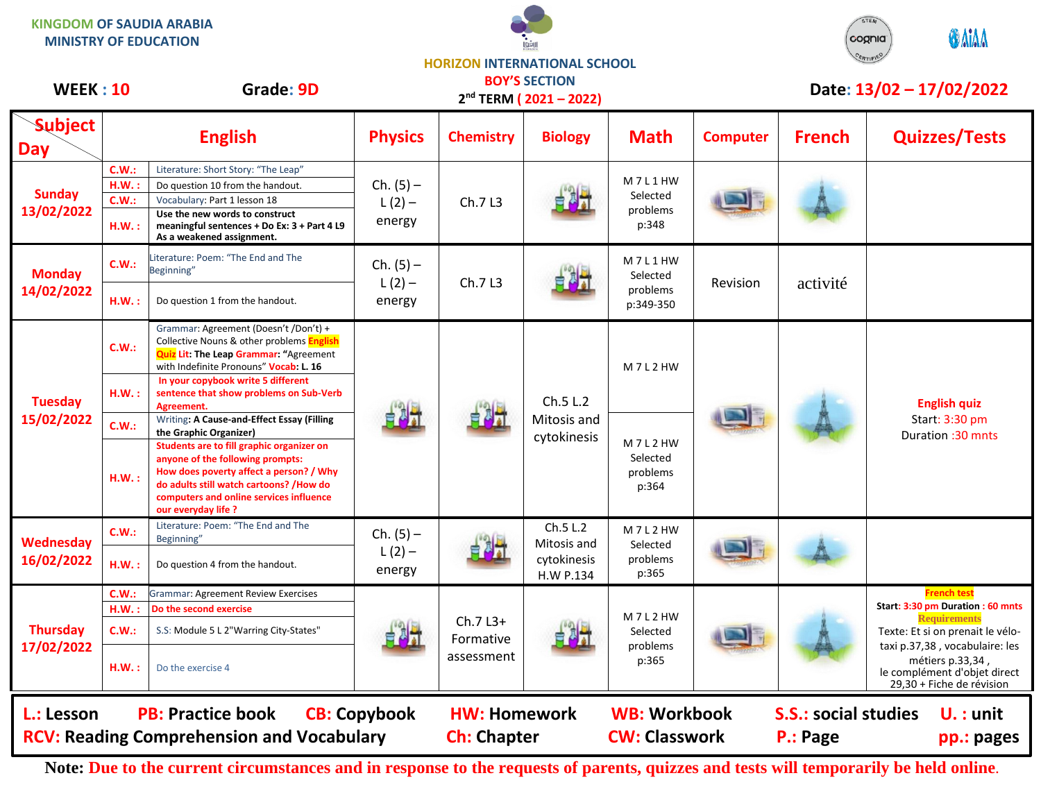KINGDOM OF SAUDIA ARABIA
MINISTRY OF EDUCATION

HORIZON INTERNATIONAL SCHOOL
BOY'S SECTION
2nd TERM ( 2021 – 2022)

**WEEK : 10** **Grade: 9D** **Date: 13/02 – 17/02/2022**

| Subject / Day | English | | Physics | Chemistry | Biology | Math | Computer | French | Quizzes/Tests |
|---|---|---|---|---|---|---|---|---|---|
| Sunday 13/02/2022 | C.W.: | Literature: Short Story: "The Leap" | Ch. (5) – L (2) – energy | Ch.7 L3 | | M 7 L 1 HW Selected problems p:348 | | | |
| | H.W. : | Do question 10 from the handout. | | | | | | | |
| | C.W.: | Vocabulary: Part 1 lesson 18 | | | | | | | |
| | H.W. : | **Use the new words to construct meaningful sentences + Do Ex: 3 + Part 4 L9 As a weakened assignment.** | | | | | | | |
| Monday 14/02/2022 | C.W.: | Literature: Poem: "The End and The Beginning" | Ch. (5) – L (2) – energy | Ch.7 L3 | | M 7 L 1 HW Selected problems p:349-350 | Revision | activité | |
| | H.W. : | Do question 1 from the handout. | | | | | | | |
| Tuesday 15/02/2022 | C.W.: | Grammar: Agreement (Doesn't /Don't) + Collective Nouns & other problems **English Quiz** Lit: **The Leap** Grammar: **"Agreement with Indefinite Pronouns"** Vocab: **L. 16** | | | Ch.5 L.2 Mitosis and cytokinesis | M 7 L 2 HW | | | **English quiz** Start: 3:30 pm Duration :30 mnts |
| | H.W. : | **In your copybook write 5 different sentence that show problems on Sub-Verb Agreement.** | | | | | | | |
| | C.W.: | Writing: **A Cause-and-Effect Essay (Filling the Graphic Organizer)** | | | | M 7 L 2 HW Selected problems p:364 | | | |
| | H.W. : | **Students are to fill graphic organizer on anyone of the following prompts: How does poverty affect a person? / Why do adults still watch cartoons? /How do computers and online services influence our everyday life ?** | | | | | | | |
| Wednesday 16/02/2022 | C.W.: | Literature: Poem: "The End and The Beginning" | Ch. (5) – L (2) – energy | | Ch.5 L.2 Mitosis and cytokinesis H.W P.134 | M 7 L 2 HW Selected problems p:365 | | | |
| | H.W. : | Do question 4 from the handout. | | | | | | | |
| Thursday 17/02/2022 | C.W.: | Grammar: Agreement Review Exercises | | Ch.7 L3+ Formative assessment | | M 7 L 2 HW Selected problems p:365 | | | **French test** Start: 3:30 pm **Duration : 60 mnts** **Requirements** Texte: Et si on prenait le vélo-taxi p.37,38 , vocabulaire: les métiers p.33,34 , le complément d'objet direct 29,30 + Fiche de révision |
| | H.W. : | **Do the second exercise** | | | | | | | |
| | C.W.: | S.S: Module 5 L 2"Warring City-States" | | | | | | | |
| | H.W. : | Do the exercise 4 | | | | | | | |

**L.: Lesson** **PB: Practice book** **CB: Copybook** **HW: Homework** **WB: Workbook** **S.S.: social studies** **U. : unit**
**RCV: Reading Comprehension and Vocabulary** **Ch: Chapter** **CW: Classwork** **P.: Page** **pp.: pages**

**Note:** Due to the current circumstances and in response to the requests of parents, quizzes and tests will temporarily be held online.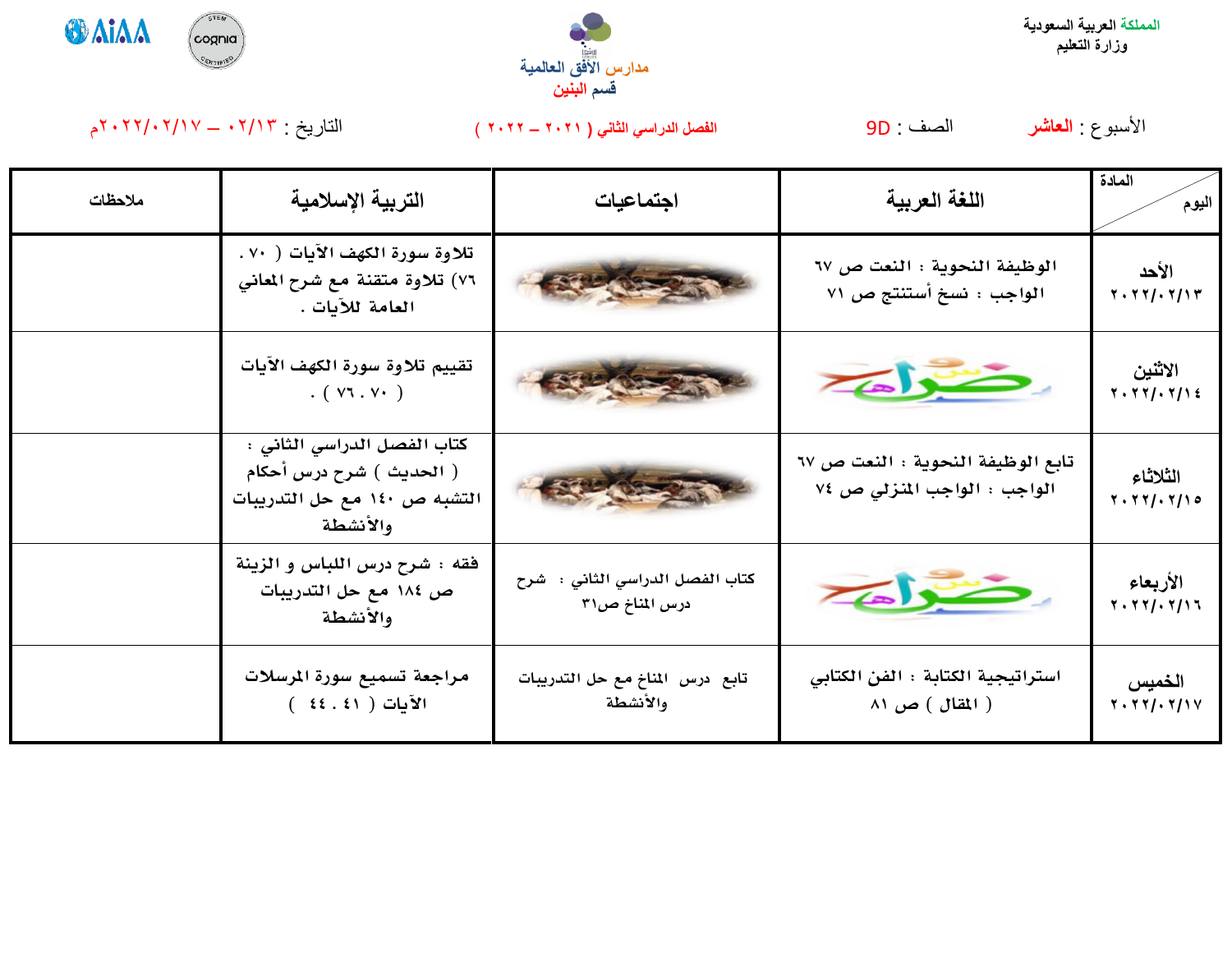المملكة العربية السعودية
وزارة التعليم

مدارس الأفق العالمية
قسم البنين

الأسبوع : العاشر　　الصف : 9D　　الفصل الدراسي الثاني ( ٢٠٢١ – ٢٠٢٢ )　　التاريخ : ٠٢/١٣ – ٢٠٢٢/٠٢/١٧م

| اليوم / المادة | اللغة العربية | اجتماعيات | التربية الإسلامية | ملاحظات |
|---|---|---|---|---|
| الأحد ٢٠٢٢/٠٢/١٣ | الوظيفة النحوية : النعت ص ٦٧ الواجب : نسخ أستنتج ص ٧١ | | تلاوة سورة الكهف الآيات ( ٧٠ . ٧٦) تلاوة متقنة مع شرح المعاني العامة للآيات . | |
| الاثنين ٢٠٢٢/٠٢/١٤ | | | تقييم تلاوة سورة الكهف الآيات ( ٧٠ . ٧٦ ) . | |
| الثلاثاء ٢٠٢٢/٠٢/١٥ | تابع الوظيفة النحوية : النعت ص ٦٧ الواجب : الواجب المنزلي ص ٧٤ | | كتاب الفصل الدراسي الثاني : ( الحديث ) شرح درس أحكام التشبه ص ١٤٠ مع حل التدريبات والأنشطة | |
| الأربعاء ٢٠٢٢/٠٢/١٦ | | كتاب الفصل الدراسي الثاني : شرح درس المناخ ص٣١ | فقه : شرح درس اللباس و الزينة ص ١٨٤ مع حل التدريبات والأنشطة | |
| الخميس ٢٠٢٢/٠٢/١٧ | استراتيجية الكتابة : الفن الكتابي ( المقال ) ص ٨١ | تابع درس المناخ مع حل التدريبات والأنشطة | مراجعة تسميع سورة المرسلات الآيات ( ٤١ . ٤٤ ) | |